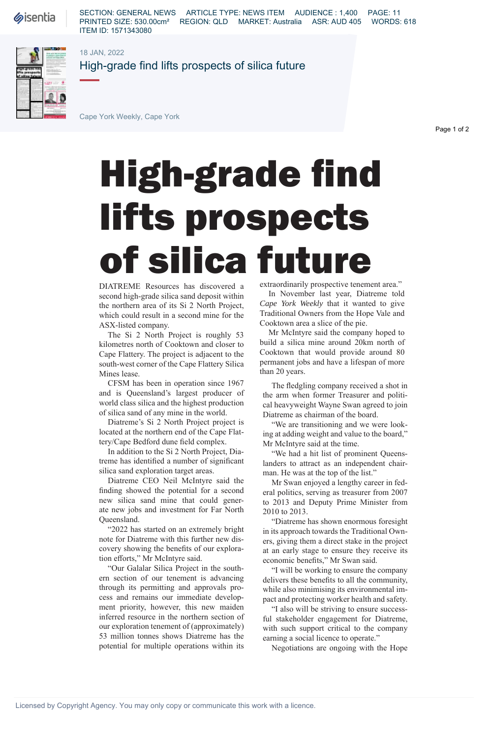SECTION: GENERAL NEWS ARTICLE TYPE: NEWS ITEM AUDIENCE : 1,400 PAGE: 11
PRINTED SIZE: 530.00cm² REGION: QLD MARKET: Australia ASR: AUD 405 WORDS: 618
ITEM ID: 1571343080

18 JAN, 2022

High-grade find lifts prospects of silica future

Cape York Weekly, Cape York

# High-grade find lifts prospects of silica future

DIATREME Resources has discovered a second high-grade silica sand deposit within the northern area of its Si 2 North Project, which could result in a second mine for the ASX-listed company.

The Si 2 North Project is roughly 53 kilometres north of Cooktown and closer to Cape Flattery. The project is adjacent to the south-west corner of the Cape Flattery Silica Mines lease.

CFSM has been in operation since 1967 and is Queensland's largest producer of world class silica and the highest production of silica sand of any mine in the world.

Diatreme's Si 2 North Project project is located at the northern end of the Cape Flattery/Cape Bedford dune field complex.

In addition to the Si 2 North Project, Diatreme has identified a number of significant silica sand exploration target areas.

Diatreme CEO Neil McIntyre said the finding showed the potential for a second new silica sand mine that could generate new jobs and investment for Far North Queensland.

"2022 has started on an extremely bright note for Diatreme with this further new discovery showing the benefits of our exploration efforts," Mr McIntyre said.

"Our Galalar Silica Project in the southern section of our tenement is advancing through its permitting and approvals process and remains our immediate development priority, however, this new maiden inferred resource in the northern section of our exploration tenement of (approximately) 53 million tonnes shows Diatreme has the potential for multiple operations within its extraordinarily prospective tenement area."

In November last year, Diatreme told *Cape York Weekly* that it wanted to give Traditional Owners from the Hope Vale and Cooktown area a slice of the pie.

Mr McIntyre said the company hoped to build a silica mine around 20km north of Cooktown that would provide around 80 permanent jobs and have a lifespan of more than 20 years.

The fledgling company received a shot in the arm when former Treasurer and political heavyweight Wayne Swan agreed to join Diatreme as chairman of the board.

"We are transitioning and we were looking at adding weight and value to the board," Mr McIntyre said at the time.

"We had a hit list of prominent Queenslanders to attract as an independent chairman. He was at the top of the list."

Mr Swan enjoyed a lengthy career in federal politics, serving as treasurer from 2007 to 2013 and Deputy Prime Minister from 2010 to 2013.

"Diatreme has shown enormous foresight in its approach towards the Traditional Owners, giving them a direct stake in the project at an early stage to ensure they receive its economic benefits," Mr Swan said.

"I will be working to ensure the company delivers these benefits to all the community, while also minimising its environmental impact and protecting worker health and safety.

"I also will be striving to ensure successful stakeholder engagement for Diatreme, with such support critical to the company earning a social licence to operate."

Negotiations are ongoing with the Hope

Licensed by Copyright Agency. You may only copy or communicate this work with a licence.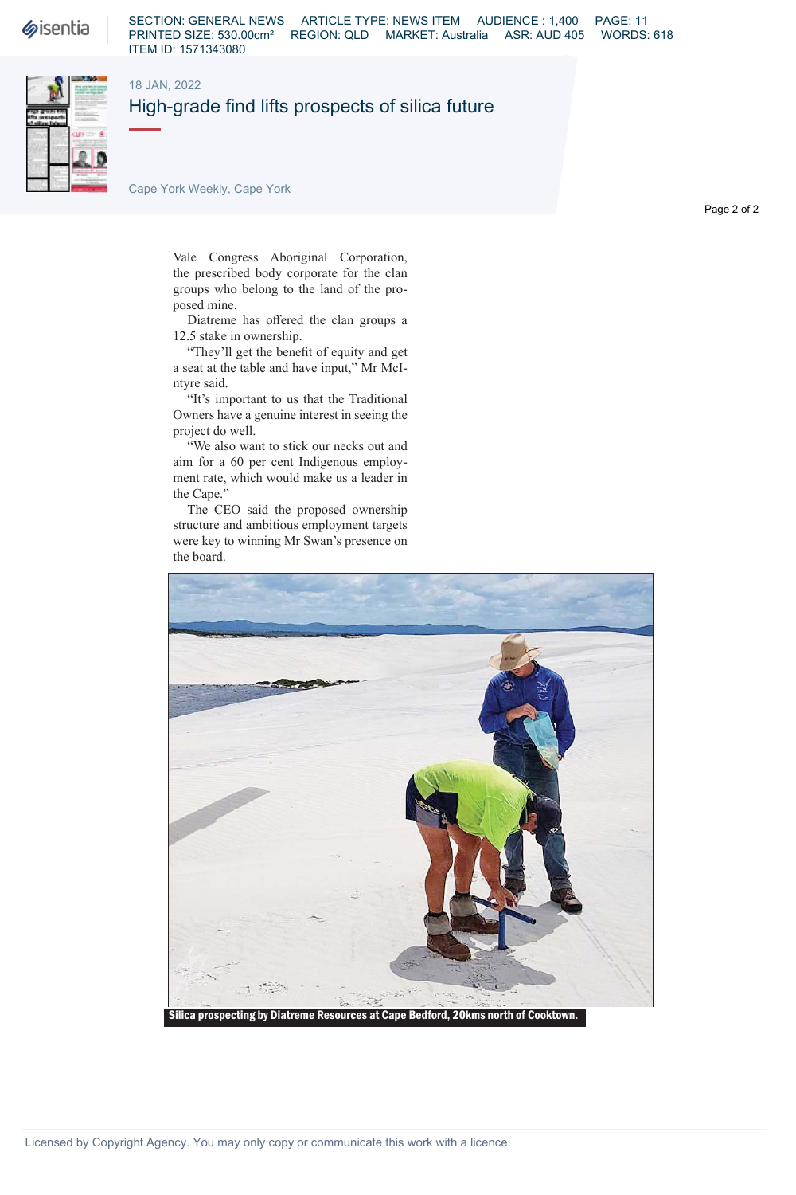Vale Congress Aboriginal Corporation, the prescribed body corporate for the clan groups who belong to the land of the proposed mine.

Diatreme has offered the clan groups a 12.5 stake in ownership.

"They'll get the benefit of equity and get a seat at the table and have input," Mr McIntyre said.

"It's important to us that the Traditional Owners have a genuine interest in seeing the project do well.

"We also want to stick our necks out and aim for a 60 per cent Indigenous employment rate, which would make us a leader in the Cape."

The CEO said the proposed ownership structure and ambitious employment targets were key to winning Mr Swan's presence on the board.

**Silica prospecting by Diatreme Resources at Cape Bedford, 20kms north of Cooktown.**